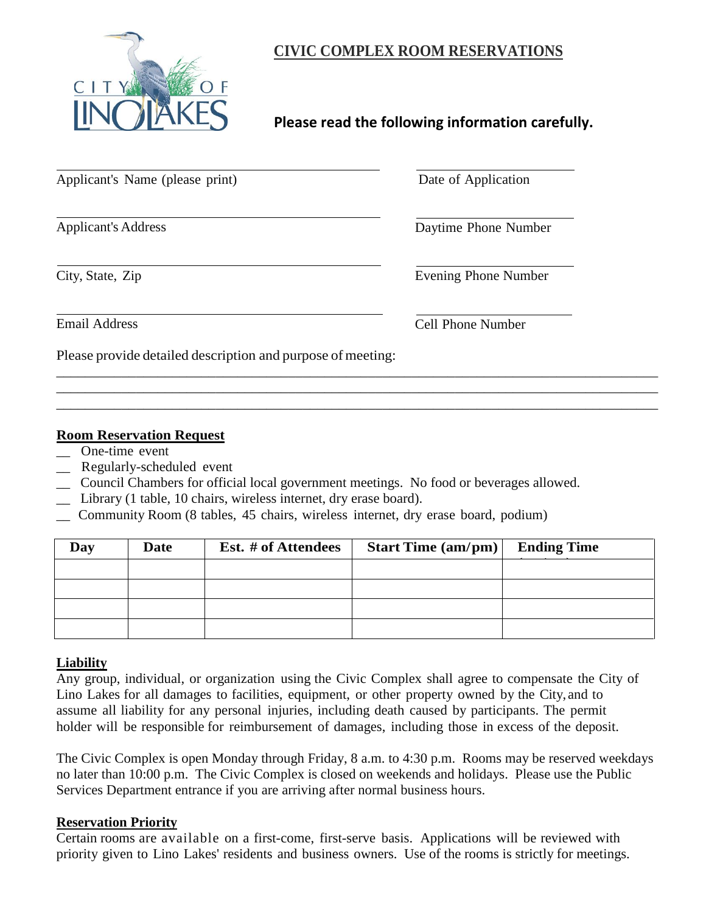# CIVIC COMPLEX ROOM RESERVATIONS

**Please read the following information carefully.**

_______________________________________ Applicant's Name (please print)

_______________________ Date of Application

_______________________________________ Applicant's Address

_______________________ Daytime Phone Number

_______________________________________ City, State, Zip

_______________________ Evening Phone Number

_______________________________________ Email Address

_______________________ Cell Phone Number

Please provide detailed description and purpose of meeting:

_____________________________________________________________________________

_____________________________________________________________________________

_____________________________________________________________________________

## Room Reservation Request

__ One-time event

__ Regularly-scheduled event

__ Council Chambers for official local government meetings. No food or beverages allowed.

__ Library (1 table, 10 chairs, wireless internet, dry erase board).

__ Community Room (8 tables, 45 chairs, wireless internet, dry erase board, podium)

| Day | Date | Est. # of Attendees | Start Time (am/pm) | Ending Time |
|---|---|---|---|---|
| | | | | |
| | | | | |
| | | | | |
| | | | | |

## Liability

Any group, individual, or organization using the Civic Complex shall agree to compensate the City of Lino Lakes for all damages to facilities, equipment, or other property owned by the City, and to assume all liability for any personal injuries, including death caused by participants. The permit holder will be responsible for reimbursement of damages, including those in excess of the deposit.

The Civic Complex is open Monday through Friday, 8 a.m. to 4:30 p.m. Rooms may be reserved weekdays no later than 10:00 p.m. The Civic Complex is closed on weekends and holidays. Please use the Public Services Department entrance if you are arriving after normal business hours.

## Reservation Priority

Certain rooms are available on a first-come, first-serve basis. Applications will be reviewed with priority given to Lino Lakes' residents and business owners. Use of the rooms is strictly for meetings.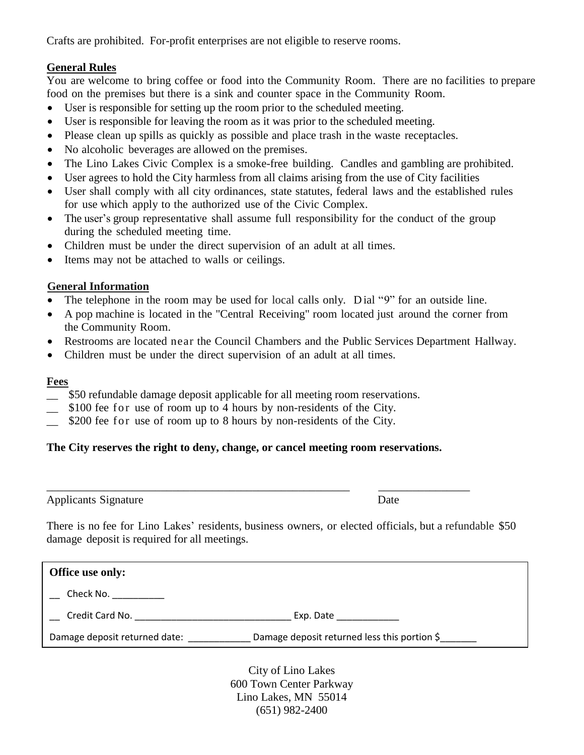Crafts are prohibited. For-profit enterprises are not eligible to reserve rooms.

**General Rules**

You are welcome to bring coffee or food into the Community Room. There are no facilities to prepare food on the premises but there is a sink and counter space in the Community Room.

- User is responsible for setting up the room prior to the scheduled meeting.
- User is responsible for leaving the room as it was prior to the scheduled meeting.
- Please clean up spills as quickly as possible and place trash in the waste receptacles.
- No alcoholic beverages are allowed on the premises.
- The Lino Lakes Civic Complex is a smoke-free building. Candles and gambling are prohibited.
- User agrees to hold the City harmless from all claims arising from the use of City facilities
- User shall comply with all city ordinances, state statutes, federal laws and the established rules for use which apply to the authorized use of the Civic Complex.
- The user's group representative shall assume full responsibility for the conduct of the group during the scheduled meeting time.
- Children must be under the direct supervision of an adult at all times.
- Items may not be attached to walls or ceilings.

**General Information**

- The telephone in the room may be used for local calls only. Dial "9" for an outside line.
- A pop machine is located in the "Central Receiving" room located just around the corner from the Community Room.
- Restrooms are located near the Council Chambers and the Public Services Department Hallway.
- Children must be under the direct supervision of an adult at all times.

**Fees**

__ $50 refundable damage deposit applicable for all meeting room reservations.
__ $100 fee for use of room up to 4 hours by non-residents of the City.
__ $200 fee for use of room up to 8 hours by non-residents of the City.

**The City reserves the right to deny, change, or cancel meeting room reservations.**

_______________________________________________________ ________________
Applicants Signature Date

There is no fee for Lino Lakes' residents, business owners, or elected officials, but a refundable $50 damage deposit is required for all meetings.

**Office use only:**

__ Check No. __________

__ Credit Card No. ______________________________ Exp. Date ____________

Damage deposit returned date: ____________ Damage deposit returned less this portion $_______

City of Lino Lakes
600 Town Center Parkway
Lino Lakes, MN 55014
(651) 982-2400